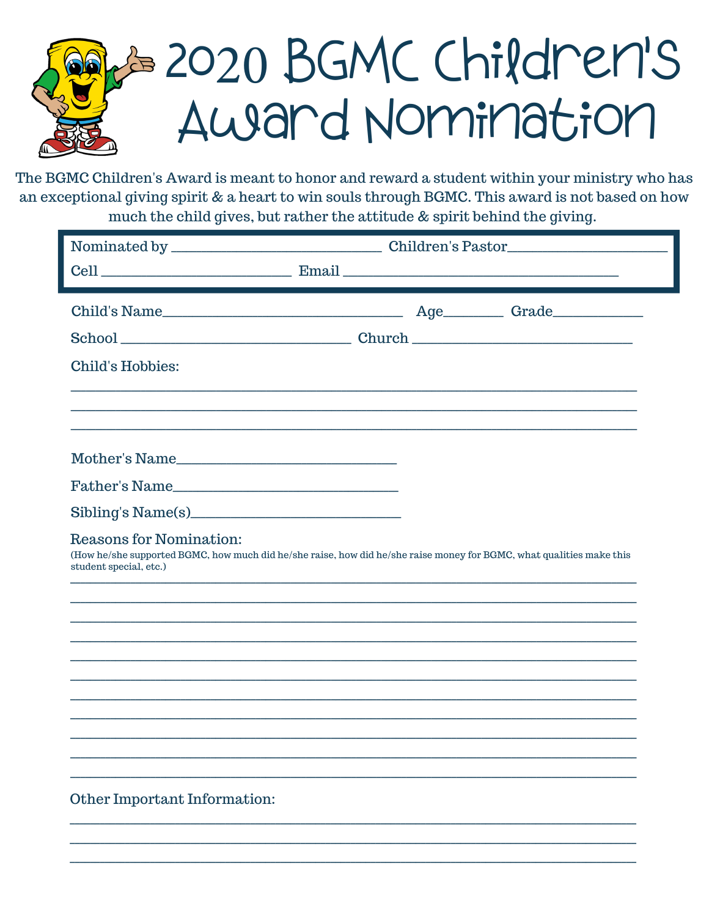# 2020 BGMC Children's Award Nomination

The BGMC Children's Award is meant to honor and reward a student within your ministry who has an exceptional giving spirit & a heart to win souls through BGMC. This award is not based on how much the child gives, but rather the attitude & spirit behind the giving.

Nominated by ____________________________ Children's Pastor______________________

Cell _________________________ Email ____________________________________

Child's Name________________________________ Age_______ Grade__________

School ______________________________ Church _____________________________

Child's Hobbies:

___________________________________________________________________________

___________________________________________________________________________

___________________________________________________________________________

Mother's Name______________________________

Father's Name______________________________

Sibling's Name(s)____________________________

Reasons for Nomination:

(How he/she supported BGMC, how much did he/she raise, how did he/she raise money for BGMC, what qualities make this student special, etc.)

___________________________________________________________________________

___________________________________________________________________________

___________________________________________________________________________

___________________________________________________________________________

___________________________________________________________________________

___________________________________________________________________________

___________________________________________________________________________

___________________________________________________________________________

___________________________________________________________________________

___________________________________________________________________________

___________________________________________________________________________

Other Important Information:

___________________________________________________________________________

___________________________________________________________________________

___________________________________________________________________________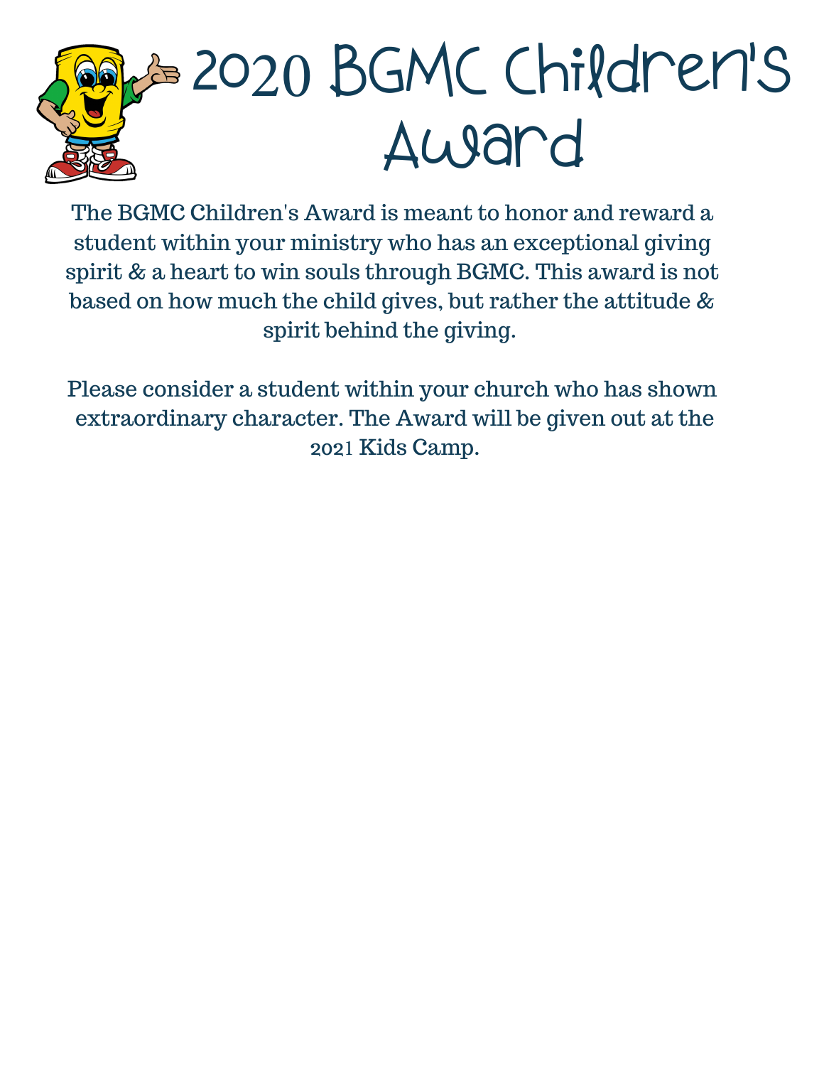# 2020 BGMC Children's Award

The BGMC Children's Award is meant to honor and reward a student within your ministry who has an exceptional giving spirit & a heart to win souls through BGMC. This award is not based on how much the child gives, but rather the attitude & spirit behind the giving.

Please consider a student within your church who has shown extraordinary character. The Award will be given out at the 2021 Kids Camp.